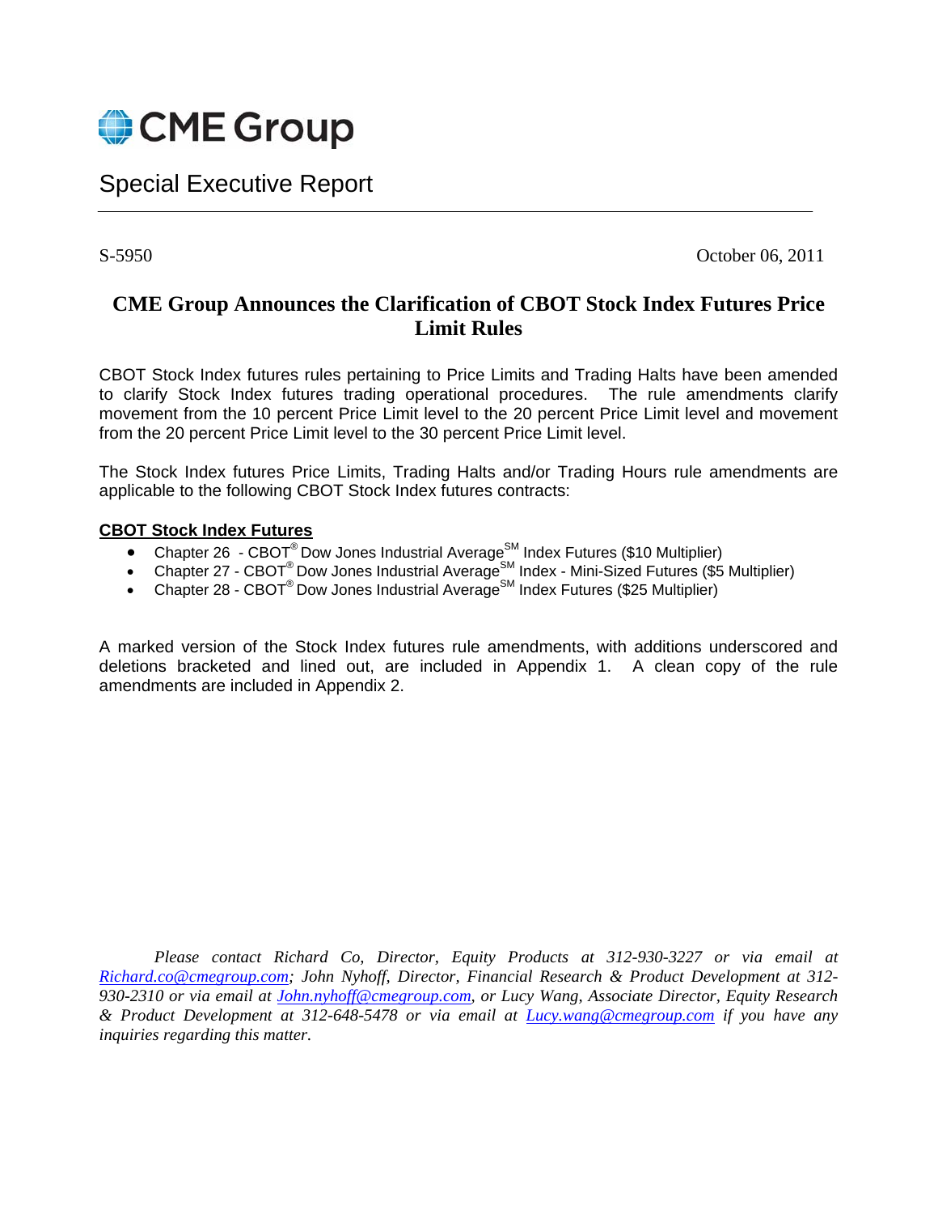CME Group

# Special Executive Report

S-5950

October 06, 2011

## CME Group Announces the Clarification of CBOT Stock Index Futures Price Limit Rules

CBOT Stock Index futures rules pertaining to Price Limits and Trading Halts have been amended to clarify Stock Index futures trading operational procedures. The rule amendments clarify movement from the 10 percent Price Limit level to the 20 percent Price Limit level and movement from the 20 percent Price Limit level to the 30 percent Price Limit level.

The Stock Index futures Price Limits, Trading Halts and/or Trading Hours rule amendments are applicable to the following CBOT Stock Index futures contracts:

**CBOT Stock Index Futures**

- Chapter 26 - CBOT® Dow Jones Industrial Average℠ Index Futures ($10 Multiplier)
- Chapter 27 - CBOT® Dow Jones Industrial Average℠ Index - Mini-Sized Futures ($5 Multiplier)
- Chapter 28 - CBOT® Dow Jones Industrial Average℠ Index Futures ($25 Multiplier)

A marked version of the Stock Index futures rule amendments, with additions underscored and deletions bracketed and lined out, are included in Appendix 1. A clean copy of the rule amendments are included in Appendix 2.

*Please contact Richard Co, Director, Equity Products at 312-930-3227 or via email at Richard.co@cmegroup.com; John Nyhoff, Director, Financial Research & Product Development at 312-930-2310 or via email at John.nyhoff@cmegroup.com, or Lucy Wang, Associate Director, Equity Research & Product Development at 312-648-5478 or via email at Lucy.wang@cmegroup.com if you have any inquiries regarding this matter.*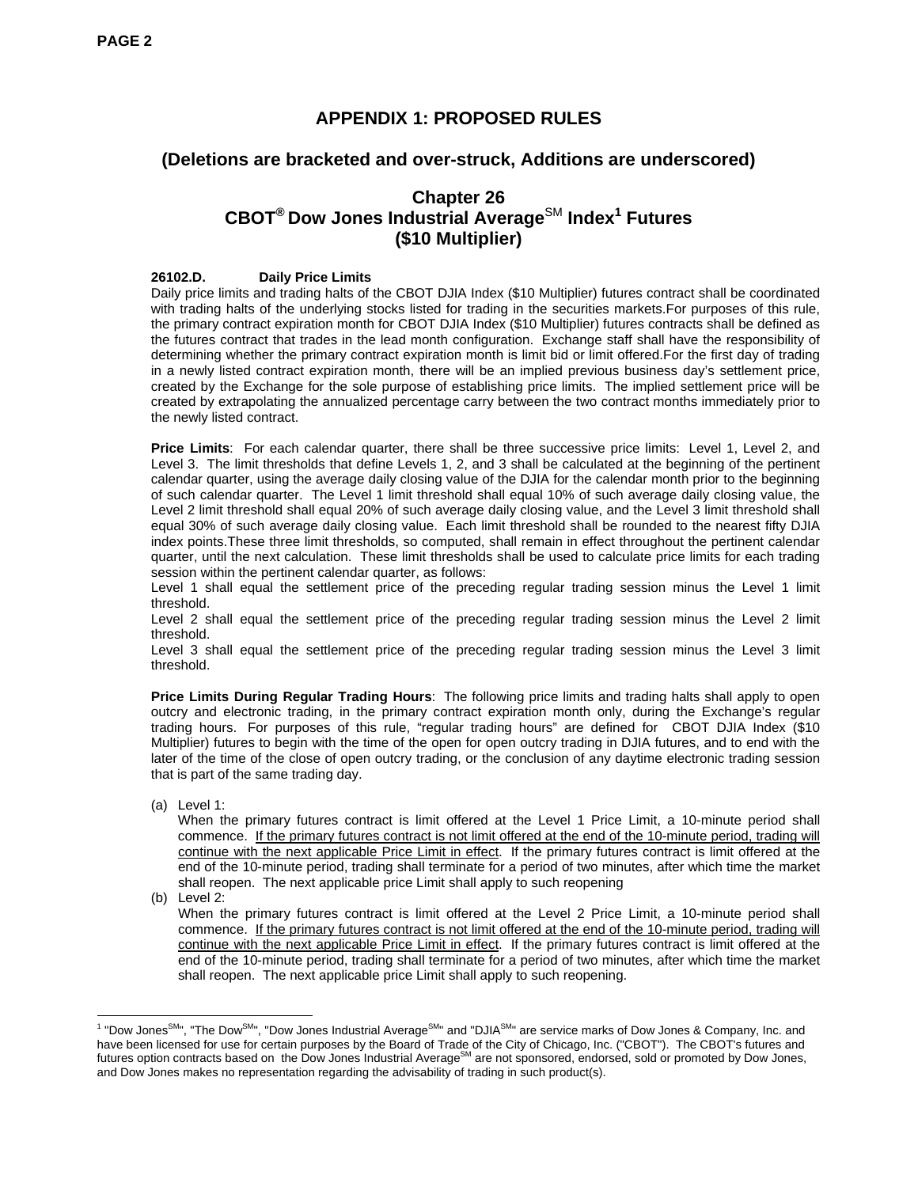# APPENDIX 1: PROPOSED RULES

## (Deletions are bracketed and over-struck, Additions are underscored)

## Chapter 26
## CBOT® Dow Jones Industrial Average℠ Index[1] Futures
## ($10 Multiplier)

**26102.D. Daily Price Limits**

Daily price limits and trading halts of the CBOT DJIA Index ($10 Multiplier) futures contract shall be coordinated with trading halts of the underlying stocks listed for trading in the securities markets.For purposes of this rule, the primary contract expiration month for CBOT DJIA Index ($10 Multiplier) futures contracts shall be defined as the futures contract that trades in the lead month configuration. Exchange staff shall have the responsibility of determining whether the primary contract expiration month is limit bid or limit offered.For the first day of trading in a newly listed contract expiration month, there will be an implied previous business day's settlement price, created by the Exchange for the sole purpose of establishing price limits. The implied settlement price will be created by extrapolating the annualized percentage carry between the two contract months immediately prior to the newly listed contract.

**Price Limits**: For each calendar quarter, there shall be three successive price limits: Level 1, Level 2, and Level 3. The limit thresholds that define Levels 1, 2, and 3 shall be calculated at the beginning of the pertinent calendar quarter, using the average daily closing value of the DJIA for the calendar month prior to the beginning of such calendar quarter. The Level 1 limit threshold shall equal 10% of such average daily closing value, the Level 2 limit threshold shall equal 20% of such average daily closing value, and the Level 3 limit threshold shall equal 30% of such average daily closing value. Each limit threshold shall be rounded to the nearest fifty DJIA index points.These three limit thresholds, so computed, shall remain in effect throughout the pertinent calendar quarter, until the next calculation. These limit thresholds shall be used to calculate price limits for each trading session within the pertinent calendar quarter, as follows:

Level 1 shall equal the settlement price of the preceding regular trading session minus the Level 1 limit threshold.

Level 2 shall equal the settlement price of the preceding regular trading session minus the Level 2 limit threshold.

Level 3 shall equal the settlement price of the preceding regular trading session minus the Level 3 limit threshold.

**Price Limits During Regular Trading Hours**: The following price limits and trading halts shall apply to open outcry and electronic trading, in the primary contract expiration month only, during the Exchange's regular trading hours. For purposes of this rule, "regular trading hours" are defined for CBOT DJIA Index ($10 Multiplier) futures to begin with the time of the open for open outcry trading in DJIA futures, and to end with the later of the time of the close of open outcry trading, or the conclusion of any daytime electronic trading session that is part of the same trading day.

(a) Level 1:
When the primary futures contract is limit offered at the Level 1 Price Limit, a 10-minute period shall commence. <u>If the primary futures contract is not limit offered at the end of the 10-minute period, trading will continue with the next applicable Price Limit in effect</u>. If the primary futures contract is limit offered at the end of the 10-minute period, trading shall terminate for a period of two minutes, after which time the market shall reopen. The next applicable price Limit shall apply to such reopening

(b) Level 2:
When the primary futures contract is limit offered at the Level 2 Price Limit, a 10-minute period shall commence. <u>If the primary futures contract is not limit offered at the end of the 10-minute period, trading will continue with the next applicable Price Limit in effect</u>. If the primary futures contract is limit offered at the end of the 10-minute period, trading shall terminate for a period of two minutes, after which time the market shall reopen. The next applicable price Limit shall apply to such reopening.

---

[1] "Dow Jones℠", "The Dow℠", "Dow Jones Industrial Average℠" and "DJIA℠" are service marks of Dow Jones & Company, Inc. and have been licensed for use for certain purposes by the Board of Trade of the City of Chicago, Inc. ("CBOT"). The CBOT's futures and futures option contracts based on the Dow Jones Industrial Average℠ are not sponsored, endorsed, sold or promoted by Dow Jones, and Dow Jones makes no representation regarding the advisability of trading in such product(s).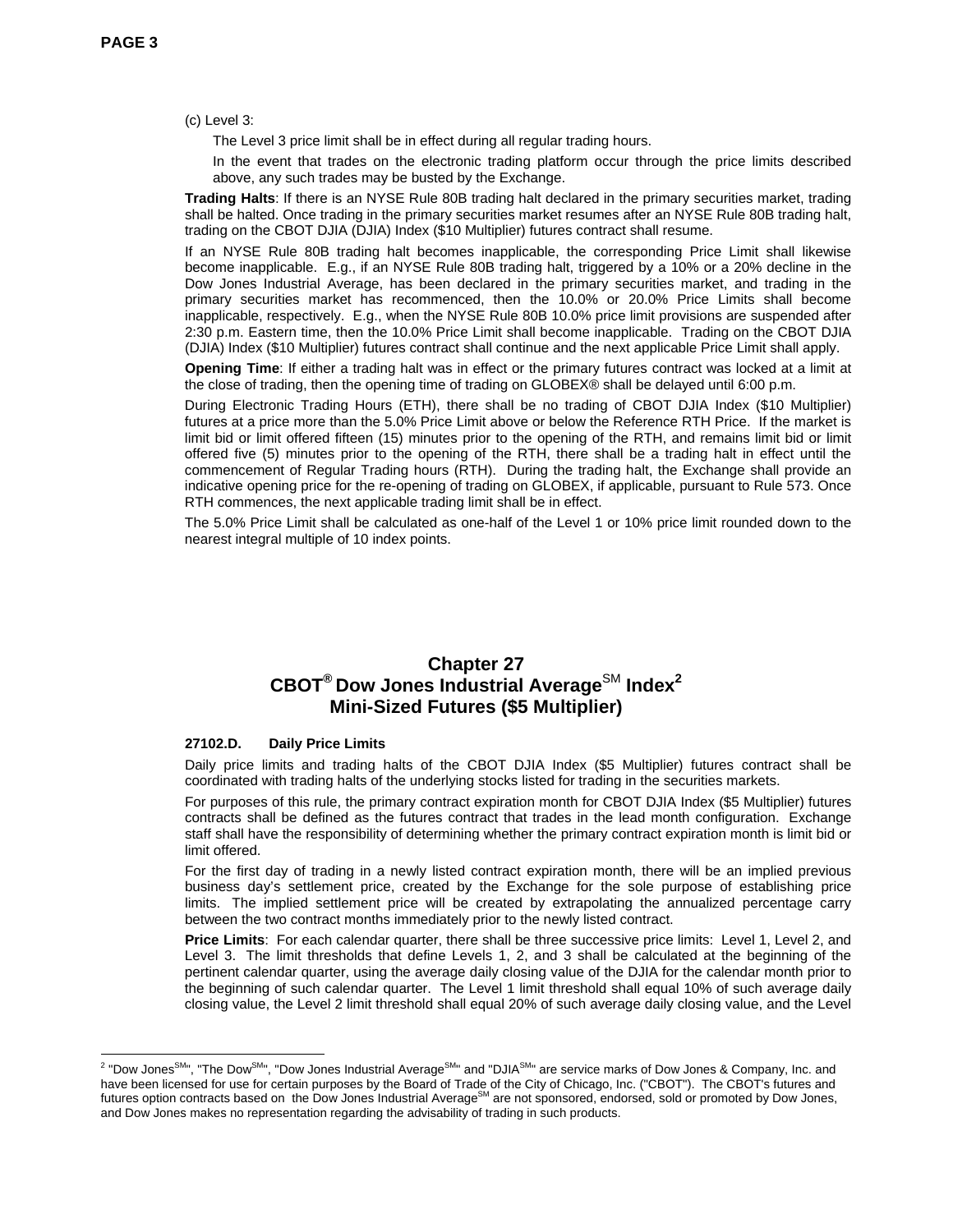(c) Level 3:

The Level 3 price limit shall be in effect during all regular trading hours.

In the event that trades on the electronic trading platform occur through the price limits described above, any such trades may be busted by the Exchange.

**Trading Halts**: If there is an NYSE Rule 80B trading halt declared in the primary securities market, trading shall be halted. Once trading in the primary securities market resumes after an NYSE Rule 80B trading halt, trading on the CBOT DJIA (DJIA) Index ($10 Multiplier) futures contract shall resume.

If an NYSE Rule 80B trading halt becomes inapplicable, the corresponding Price Limit shall likewise become inapplicable. E.g., if an NYSE Rule 80B trading halt, triggered by a 10% or a 20% decline in the Dow Jones Industrial Average, has been declared in the primary securities market, and trading in the primary securities market has recommenced, then the 10.0% or 20.0% Price Limits shall become inapplicable, respectively. E.g., when the NYSE Rule 80B 10.0% price limit provisions are suspended after 2:30 p.m. Eastern time, then the 10.0% Price Limit shall become inapplicable. Trading on the CBOT DJIA (DJIA) Index ($10 Multiplier) futures contract shall continue and the next applicable Price Limit shall apply.

**Opening Time**: If either a trading halt was in effect or the primary futures contract was locked at a limit at the close of trading, then the opening time of trading on GLOBEX® shall be delayed until 6:00 p.m.

During Electronic Trading Hours (ETH), there shall be no trading of CBOT DJIA Index ($10 Multiplier) futures at a price more than the 5.0% Price Limit above or below the Reference RTH Price. If the market is limit bid or limit offered fifteen (15) minutes prior to the opening of the RTH, and remains limit bid or limit offered five (5) minutes prior to the opening of the RTH, there shall be a trading halt in effect until the commencement of Regular Trading hours (RTH). During the trading halt, the Exchange shall provide an indicative opening price for the re-opening of trading on GLOBEX, if applicable, pursuant to Rule 573. Once RTH commences, the next applicable trading limit shall be in effect.

The 5.0% Price Limit shall be calculated as one-half of the Level 1 or 10% price limit rounded down to the nearest integral multiple of 10 index points.

## Chapter 27
## CBOT® Dow Jones Industrial Average℠ Index[2]
## Mini-Sized Futures ($5 Multiplier)

### 27102.D. Daily Price Limits

Daily price limits and trading halts of the CBOT DJIA Index ($5 Multiplier) futures contract shall be coordinated with trading halts of the underlying stocks listed for trading in the securities markets.

For purposes of this rule, the primary contract expiration month for CBOT DJIA Index ($5 Multiplier) futures contracts shall be defined as the futures contract that trades in the lead month configuration. Exchange staff shall have the responsibility of determining whether the primary contract expiration month is limit bid or limit offered.

For the first day of trading in a newly listed contract expiration month, there will be an implied previous business day's settlement price, created by the Exchange for the sole purpose of establishing price limits. The implied settlement price will be created by extrapolating the annualized percentage carry between the two contract months immediately prior to the newly listed contract.

**Price Limits**: For each calendar quarter, there shall be three successive price limits: Level 1, Level 2, and Level 3. The limit thresholds that define Levels 1, 2, and 3 shall be calculated at the beginning of the pertinent calendar quarter, using the average daily closing value of the DJIA for the calendar month prior to the beginning of such calendar quarter. The Level 1 limit threshold shall equal 10% of such average daily closing value, the Level 2 limit threshold shall equal 20% of such average daily closing value, and the Level

---

[2] "Dow Jones℠", "The Dow℠", "Dow Jones Industrial Average℠" and "DJIA℠" are service marks of Dow Jones & Company, Inc. and have been licensed for use for certain purposes by the Board of Trade of the City of Chicago, Inc. ("CBOT"). The CBOT's futures and futures option contracts based on the Dow Jones Industrial Average℠ are not sponsored, endorsed, sold or promoted by Dow Jones, and Dow Jones makes no representation regarding the advisability of trading in such products.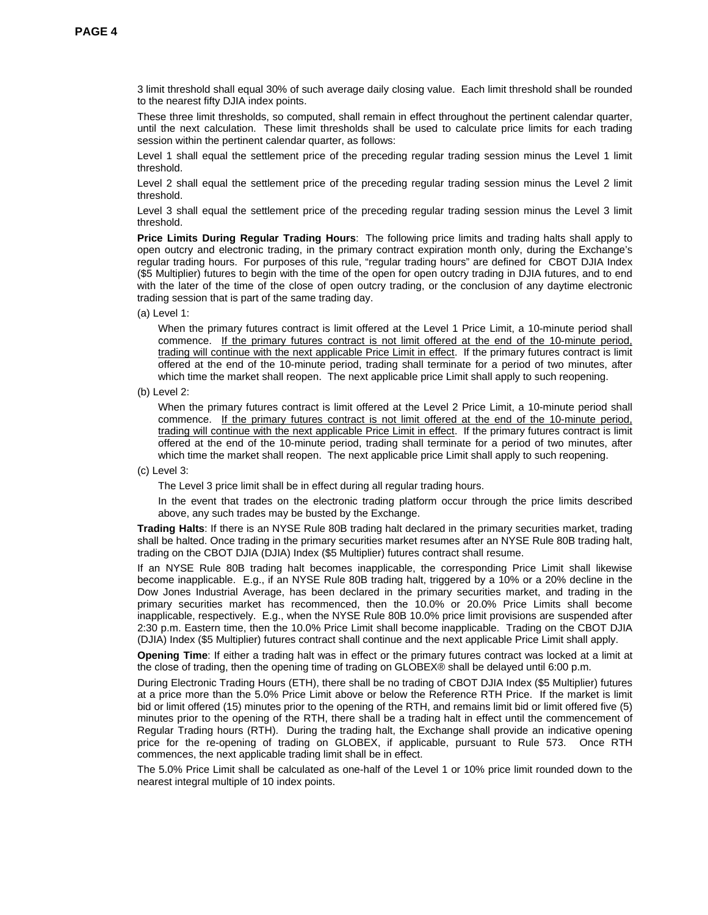3 limit threshold shall equal 30% of such average daily closing value. Each limit threshold shall be rounded to the nearest fifty DJIA index points.

These three limit thresholds, so computed, shall remain in effect throughout the pertinent calendar quarter, until the next calculation. These limit thresholds shall be used to calculate price limits for each trading session within the pertinent calendar quarter, as follows:

Level 1 shall equal the settlement price of the preceding regular trading session minus the Level 1 limit threshold.

Level 2 shall equal the settlement price of the preceding regular trading session minus the Level 2 limit threshold.

Level 3 shall equal the settlement price of the preceding regular trading session minus the Level 3 limit threshold.

**Price Limits During Regular Trading Hours**: The following price limits and trading halts shall apply to open outcry and electronic trading, in the primary contract expiration month only, during the Exchange's regular trading hours. For purposes of this rule, "regular trading hours" are defined for CBOT DJIA Index ($5 Multiplier) futures to begin with the time of the open for open outcry trading in DJIA futures, and to end with the later of the time of the close of open outcry trading, or the conclusion of any daytime electronic trading session that is part of the same trading day.

(a) Level 1:

When the primary futures contract is limit offered at the Level 1 Price Limit, a 10-minute period shall commence. <u>If the primary futures contract is not limit offered at the end of the 10-minute period, trading will continue with the next applicable Price Limit in effect</u>. If the primary futures contract is limit offered at the end of the 10-minute period, trading shall terminate for a period of two minutes, after which time the market shall reopen. The next applicable price Limit shall apply to such reopening.

(b) Level 2:

When the primary futures contract is limit offered at the Level 2 Price Limit, a 10-minute period shall commence. <u>If the primary futures contract is not limit offered at the end of the 10-minute period, trading will continue with the next applicable Price Limit in effect</u>. If the primary futures contract is limit offered at the end of the 10-minute period, trading shall terminate for a period of two minutes, after which time the market shall reopen. The next applicable price Limit shall apply to such reopening.

(c) Level 3:

The Level 3 price limit shall be in effect during all regular trading hours.

In the event that trades on the electronic trading platform occur through the price limits described above, any such trades may be busted by the Exchange.

**Trading Halts**: If there is an NYSE Rule 80B trading halt declared in the primary securities market, trading shall be halted. Once trading in the primary securities market resumes after an NYSE Rule 80B trading halt, trading on the CBOT DJIA (DJIA) Index ($5 Multiplier) futures contract shall resume.

If an NYSE Rule 80B trading halt becomes inapplicable, the corresponding Price Limit shall likewise become inapplicable. E.g., if an NYSE Rule 80B trading halt, triggered by a 10% or a 20% decline in the Dow Jones Industrial Average, has been declared in the primary securities market, and trading in the primary securities market has recommenced, then the 10.0% or 20.0% Price Limits shall become inapplicable, respectively. E.g., when the NYSE Rule 80B 10.0% price limit provisions are suspended after 2:30 p.m. Eastern time, then the 10.0% Price Limit shall become inapplicable. Trading on the CBOT DJIA (DJIA) Index ($5 Multiplier) futures contract shall continue and the next applicable Price Limit shall apply.

**Opening Time**: If either a trading halt was in effect or the primary futures contract was locked at a limit at the close of trading, then the opening time of trading on GLOBEX® shall be delayed until 6:00 p.m.

During Electronic Trading Hours (ETH), there shall be no trading of CBOT DJIA Index ($5 Multiplier) futures at a price more than the 5.0% Price Limit above or below the Reference RTH Price. If the market is limit bid or limit offered (15) minutes prior to the opening of the RTH, and remains limit bid or limit offered five (5) minutes prior to the opening of the RTH, there shall be a trading halt in effect until the commencement of Regular Trading hours (RTH). During the trading halt, the Exchange shall provide an indicative opening price for the re-opening of trading on GLOBEX, if applicable, pursuant to Rule 573. Once RTH commences, the next applicable trading limit shall be in effect.

The 5.0% Price Limit shall be calculated as one-half of the Level 1 or 10% price limit rounded down to the nearest integral multiple of 10 index points.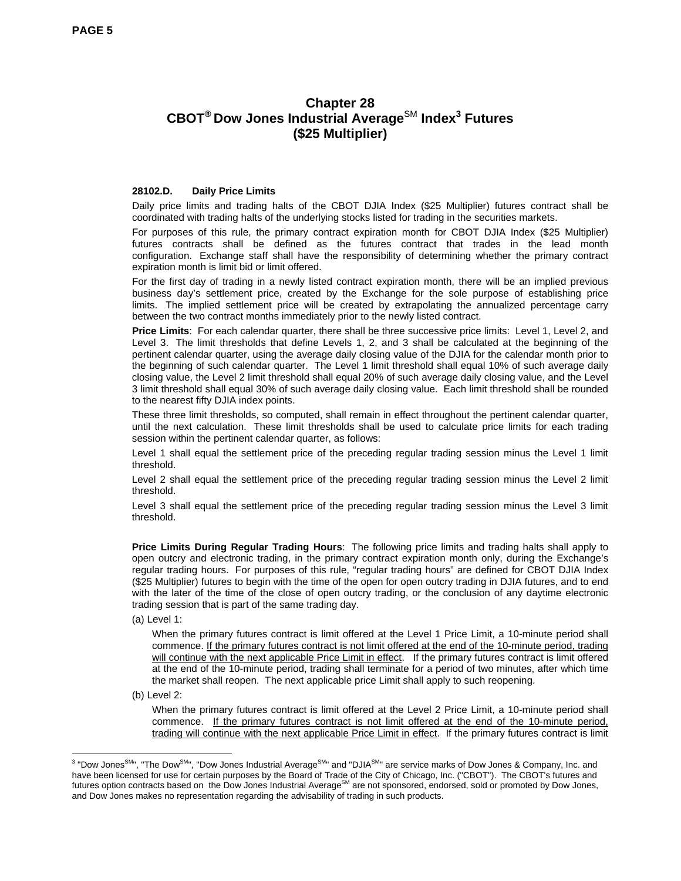# Chapter 28
# CBOT® Dow Jones Industrial Average℠ Index[3] Futures
# ($25 Multiplier)

**28102.D. Daily Price Limits**

Daily price limits and trading halts of the CBOT DJIA Index ($25 Multiplier) futures contract shall be coordinated with trading halts of the underlying stocks listed for trading in the securities markets.

For purposes of this rule, the primary contract expiration month for CBOT DJIA Index ($25 Multiplier) futures contracts shall be defined as the futures contract that trades in the lead month configuration. Exchange staff shall have the responsibility of determining whether the primary contract expiration month is limit bid or limit offered.

For the first day of trading in a newly listed contract expiration month, there will be an implied previous business day's settlement price, created by the Exchange for the sole purpose of establishing price limits. The implied settlement price will be created by extrapolating the annualized percentage carry between the two contract months immediately prior to the newly listed contract.

**Price Limits**: For each calendar quarter, there shall be three successive price limits: Level 1, Level 2, and Level 3. The limit thresholds that define Levels 1, 2, and 3 shall be calculated at the beginning of the pertinent calendar quarter, using the average daily closing value of the DJIA for the calendar month prior to the beginning of such calendar quarter. The Level 1 limit threshold shall equal 10% of such average daily closing value, the Level 2 limit threshold shall equal 20% of such average daily closing value, and the Level 3 limit threshold shall equal 30% of such average daily closing value. Each limit threshold shall be rounded to the nearest fifty DJIA index points.

These three limit thresholds, so computed, shall remain in effect throughout the pertinent calendar quarter, until the next calculation. These limit thresholds shall be used to calculate price limits for each trading session within the pertinent calendar quarter, as follows:

Level 1 shall equal the settlement price of the preceding regular trading session minus the Level 1 limit threshold.

Level 2 shall equal the settlement price of the preceding regular trading session minus the Level 2 limit threshold.

Level 3 shall equal the settlement price of the preceding regular trading session minus the Level 3 limit threshold.

**Price Limits During Regular Trading Hours**: The following price limits and trading halts shall apply to open outcry and electronic trading, in the primary contract expiration month only, during the Exchange's regular trading hours. For purposes of this rule, "regular trading hours" are defined for CBOT DJIA Index ($25 Multiplier) futures to begin with the time of the open for open outcry trading in DJIA futures, and to end with the later of the time of the close of open outcry trading, or the conclusion of any daytime electronic trading session that is part of the same trading day.

(a) Level 1:

When the primary futures contract is limit offered at the Level 1 Price Limit, a 10-minute period shall commence. <u>If the primary futures contract is not limit offered at the end of the 10-minute period, trading will continue with the next applicable Price Limit in effect</u>. If the primary futures contract is limit offered at the end of the 10-minute period, trading shall terminate for a period of two minutes, after which time the market shall reopen. The next applicable price Limit shall apply to such reopening.

(b) Level 2:

When the primary futures contract is limit offered at the Level 2 Price Limit, a 10-minute period shall commence. <u>If the primary futures contract is not limit offered at the end of the 10-minute period, trading will continue with the next applicable Price Limit in effect</u>. If the primary futures contract is limit

[3] "Dow Jones℠", "The Dow℠", "Dow Jones Industrial Average℠" and "DJIA℠" are service marks of Dow Jones & Company, Inc. and have been licensed for use for certain purposes by the Board of Trade of the City of Chicago, Inc. ("CBOT"). The CBOT's futures and futures option contracts based on the Dow Jones Industrial Average℠ are not sponsored, endorsed, sold or promoted by Dow Jones, and Dow Jones makes no representation regarding the advisability of trading in such products.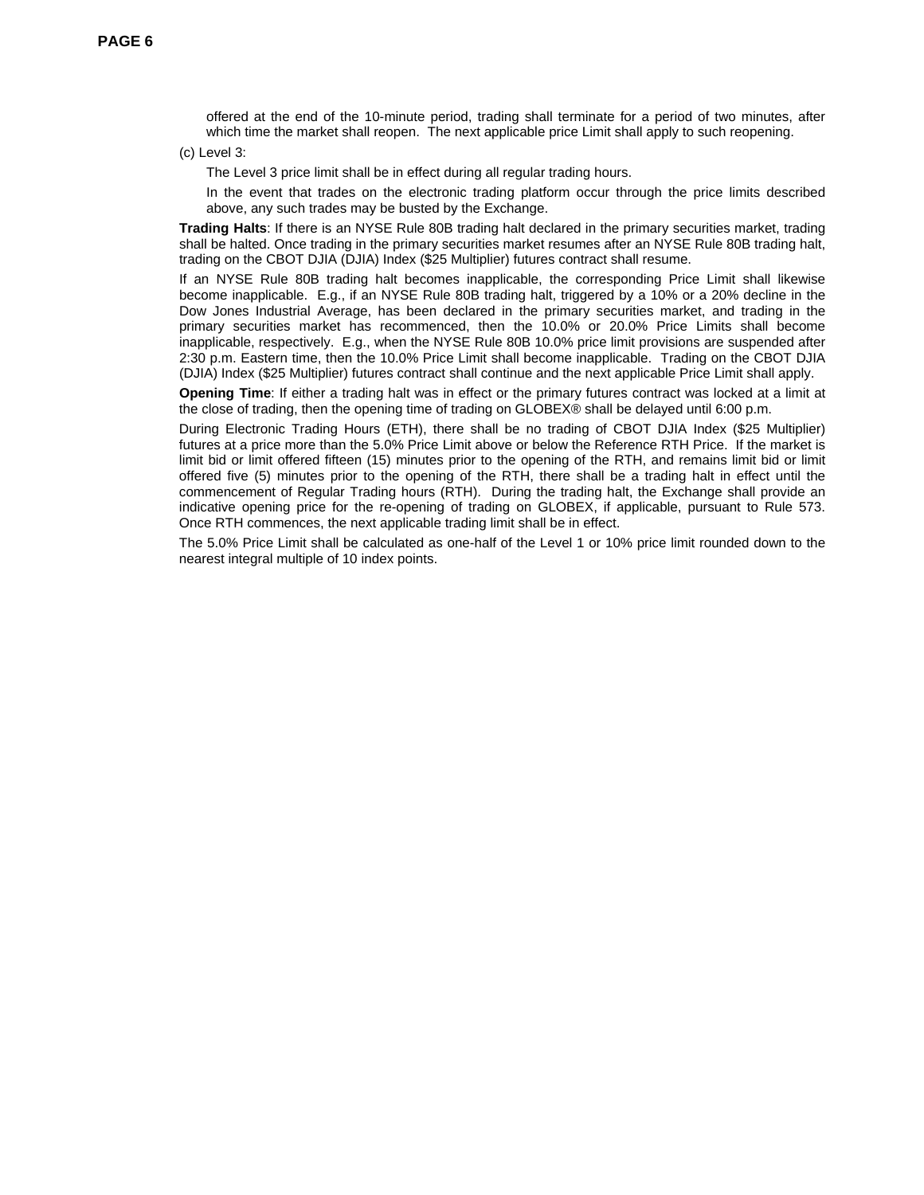offered at the end of the 10-minute period, trading shall terminate for a period of two minutes, after which time the market shall reopen. The next applicable price Limit shall apply to such reopening.

(c) Level 3:

The Level 3 price limit shall be in effect during all regular trading hours.

In the event that trades on the electronic trading platform occur through the price limits described above, any such trades may be busted by the Exchange.

**Trading Halts**: If there is an NYSE Rule 80B trading halt declared in the primary securities market, trading shall be halted. Once trading in the primary securities market resumes after an NYSE Rule 80B trading halt, trading on the CBOT DJIA (DJIA) Index ($25 Multiplier) futures contract shall resume.

If an NYSE Rule 80B trading halt becomes inapplicable, the corresponding Price Limit shall likewise become inapplicable. E.g., if an NYSE Rule 80B trading halt, triggered by a 10% or a 20% decline in the Dow Jones Industrial Average, has been declared in the primary securities market, and trading in the primary securities market has recommenced, then the 10.0% or 20.0% Price Limits shall become inapplicable, respectively. E.g., when the NYSE Rule 80B 10.0% price limit provisions are suspended after 2:30 p.m. Eastern time, then the 10.0% Price Limit shall become inapplicable. Trading on the CBOT DJIA (DJIA) Index ($25 Multiplier) futures contract shall continue and the next applicable Price Limit shall apply.

**Opening Time**: If either a trading halt was in effect or the primary futures contract was locked at a limit at the close of trading, then the opening time of trading on GLOBEX® shall be delayed until 6:00 p.m.

During Electronic Trading Hours (ETH), there shall be no trading of CBOT DJIA Index ($25 Multiplier) futures at a price more than the 5.0% Price Limit above or below the Reference RTH Price. If the market is limit bid or limit offered fifteen (15) minutes prior to the opening of the RTH, and remains limit bid or limit offered five (5) minutes prior to the opening of the RTH, there shall be a trading halt in effect until the commencement of Regular Trading hours (RTH). During the trading halt, the Exchange shall provide an indicative opening price for the re-opening of trading on GLOBEX, if applicable, pursuant to Rule 573. Once RTH commences, the next applicable trading limit shall be in effect.

The 5.0% Price Limit shall be calculated as one-half of the Level 1 or 10% price limit rounded down to the nearest integral multiple of 10 index points.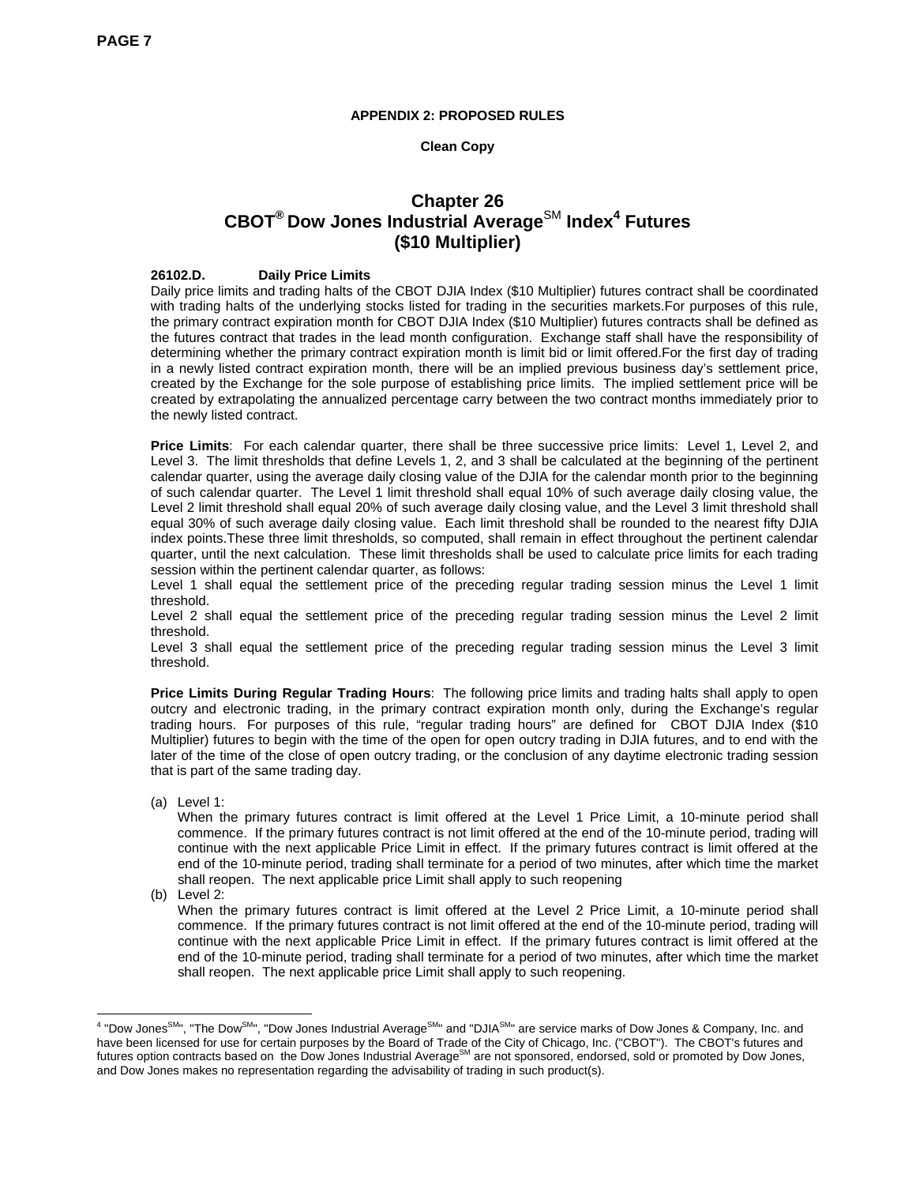**APPENDIX 2: PROPOSED RULES**

**Clean Copy**

# Chapter 26
# CBOT® Dow Jones Industrial Average℠ Index[4] Futures
# ($10 Multiplier)

**26102.D. Daily Price Limits**

Daily price limits and trading halts of the CBOT DJIA Index ($10 Multiplier) futures contract shall be coordinated with trading halts of the underlying stocks listed for trading in the securities markets.For purposes of this rule, the primary contract expiration month for CBOT DJIA Index ($10 Multiplier) futures contracts shall be defined as the futures contract that trades in the lead month configuration. Exchange staff shall have the responsibility of determining whether the primary contract expiration month is limit bid or limit offered.For the first day of trading in a newly listed contract expiration month, there will be an implied previous business day's settlement price, created by the Exchange for the sole purpose of establishing price limits. The implied settlement price will be created by extrapolating the annualized percentage carry between the two contract months immediately prior to the newly listed contract.

**Price Limits**: For each calendar quarter, there shall be three successive price limits: Level 1, Level 2, and Level 3. The limit thresholds that define Levels 1, 2, and 3 shall be calculated at the beginning of the pertinent calendar quarter, using the average daily closing value of the DJIA for the calendar month prior to the beginning of such calendar quarter. The Level 1 limit threshold shall equal 10% of such average daily closing value, the Level 2 limit threshold shall equal 20% of such average daily closing value, and the Level 3 limit threshold shall equal 30% of such average daily closing value. Each limit threshold shall be rounded to the nearest fifty DJIA index points.These three limit thresholds, so computed, shall remain in effect throughout the pertinent calendar quarter, until the next calculation. These limit thresholds shall be used to calculate price limits for each trading session within the pertinent calendar quarter, as follows:

Level 1 shall equal the settlement price of the preceding regular trading session minus the Level 1 limit threshold.

Level 2 shall equal the settlement price of the preceding regular trading session minus the Level 2 limit threshold.

Level 3 shall equal the settlement price of the preceding regular trading session minus the Level 3 limit threshold.

**Price Limits During Regular Trading Hours**: The following price limits and trading halts shall apply to open outcry and electronic trading, in the primary contract expiration month only, during the Exchange's regular trading hours. For purposes of this rule, "regular trading hours" are defined for CBOT DJIA Index ($10 Multiplier) futures to begin with the time of the open for open outcry trading in DJIA futures, and to end with the later of the time of the close of open outcry trading, or the conclusion of any daytime electronic trading session that is part of the same trading day.

(a) Level 1:
When the primary futures contract is limit offered at the Level 1 Price Limit, a 10-minute period shall commence. If the primary futures contract is not limit offered at the end of the 10-minute period, trading will continue with the next applicable Price Limit in effect. If the primary futures contract is limit offered at the end of the 10-minute period, trading shall terminate for a period of two minutes, after which time the market shall reopen. The next applicable price Limit shall apply to such reopening

(b) Level 2:
When the primary futures contract is limit offered at the Level 2 Price Limit, a 10-minute period shall commence. If the primary futures contract is not limit offered at the end of the 10-minute period, trading will continue with the next applicable Price Limit in effect. If the primary futures contract is limit offered at the end of the 10-minute period, trading shall terminate for a period of two minutes, after which time the market shall reopen. The next applicable price Limit shall apply to such reopening.

---

[4] "Dow Jones℠", "The Dow℠", "Dow Jones Industrial Average℠" and "DJIA℠" are service marks of Dow Jones & Company, Inc. and have been licensed for use for certain purposes by the Board of Trade of the City of Chicago, Inc. ("CBOT"). The CBOT's futures and futures option contracts based on the Dow Jones Industrial Average℠ are not sponsored, endorsed, sold or promoted by Dow Jones, and Dow Jones makes no representation regarding the advisability of trading in such product(s).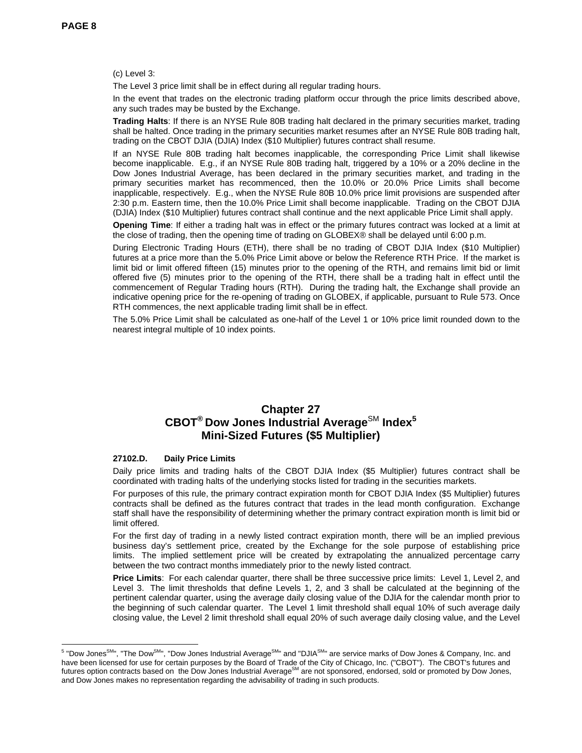(c) Level 3:

The Level 3 price limit shall be in effect during all regular trading hours.

In the event that trades on the electronic trading platform occur through the price limits described above, any such trades may be busted by the Exchange.

**Trading Halts**: If there is an NYSE Rule 80B trading halt declared in the primary securities market, trading shall be halted. Once trading in the primary securities market resumes after an NYSE Rule 80B trading halt, trading on the CBOT DJIA (DJIA) Index ($10 Multiplier) futures contract shall resume.

If an NYSE Rule 80B trading halt becomes inapplicable, the corresponding Price Limit shall likewise become inapplicable. E.g., if an NYSE Rule 80B trading halt, triggered by a 10% or a 20% decline in the Dow Jones Industrial Average, has been declared in the primary securities market, and trading in the primary securities market has recommenced, then the 10.0% or 20.0% Price Limits shall become inapplicable, respectively. E.g., when the NYSE Rule 80B 10.0% price limit provisions are suspended after 2:30 p.m. Eastern time, then the 10.0% Price Limit shall become inapplicable. Trading on the CBOT DJIA (DJIA) Index ($10 Multiplier) futures contract shall continue and the next applicable Price Limit shall apply.

**Opening Time**: If either a trading halt was in effect or the primary futures contract was locked at a limit at the close of trading, then the opening time of trading on GLOBEX® shall be delayed until 6:00 p.m.

During Electronic Trading Hours (ETH), there shall be no trading of CBOT DJIA Index ($10 Multiplier) futures at a price more than the 5.0% Price Limit above or below the Reference RTH Price. If the market is limit bid or limit offered fifteen (15) minutes prior to the opening of the RTH, and remains limit bid or limit offered five (5) minutes prior to the opening of the RTH, there shall be a trading halt in effect until the commencement of Regular Trading hours (RTH). During the trading halt, the Exchange shall provide an indicative opening price for the re-opening of trading on GLOBEX, if applicable, pursuant to Rule 573. Once RTH commences, the next applicable trading limit shall be in effect.

The 5.0% Price Limit shall be calculated as one-half of the Level 1 or 10% price limit rounded down to the nearest integral multiple of 10 index points.

## Chapter 27
## CBOT® Dow Jones Industrial Average℠ Index[5]
## Mini-Sized Futures ($5 Multiplier)

**27102.D. Daily Price Limits**

Daily price limits and trading halts of the CBOT DJIA Index ($5 Multiplier) futures contract shall be coordinated with trading halts of the underlying stocks listed for trading in the securities markets.

For purposes of this rule, the primary contract expiration month for CBOT DJIA Index ($5 Multiplier) futures contracts shall be defined as the futures contract that trades in the lead month configuration. Exchange staff shall have the responsibility of determining whether the primary contract expiration month is limit bid or limit offered.

For the first day of trading in a newly listed contract expiration month, there will be an implied previous business day's settlement price, created by the Exchange for the sole purpose of establishing price limits. The implied settlement price will be created by extrapolating the annualized percentage carry between the two contract months immediately prior to the newly listed contract.

**Price Limits**: For each calendar quarter, there shall be three successive price limits: Level 1, Level 2, and Level 3. The limit thresholds that define Levels 1, 2, and 3 shall be calculated at the beginning of the pertinent calendar quarter, using the average daily closing value of the DJIA for the calendar month prior to the beginning of such calendar quarter. The Level 1 limit threshold shall equal 10% of such average daily closing value, the Level 2 limit threshold shall equal 20% of such average daily closing value, and the Level

[5] "Dow Jones℠", "The Dow℠", "Dow Jones Industrial Average℠" and "DJIA℠" are service marks of Dow Jones & Company, Inc. and have been licensed for use for certain purposes by the Board of Trade of the City of Chicago, Inc. ("CBOT"). The CBOT's futures and futures option contracts based on the Dow Jones Industrial Average℠ are not sponsored, endorsed, sold or promoted by Dow Jones, and Dow Jones makes no representation regarding the advisability of trading in such products.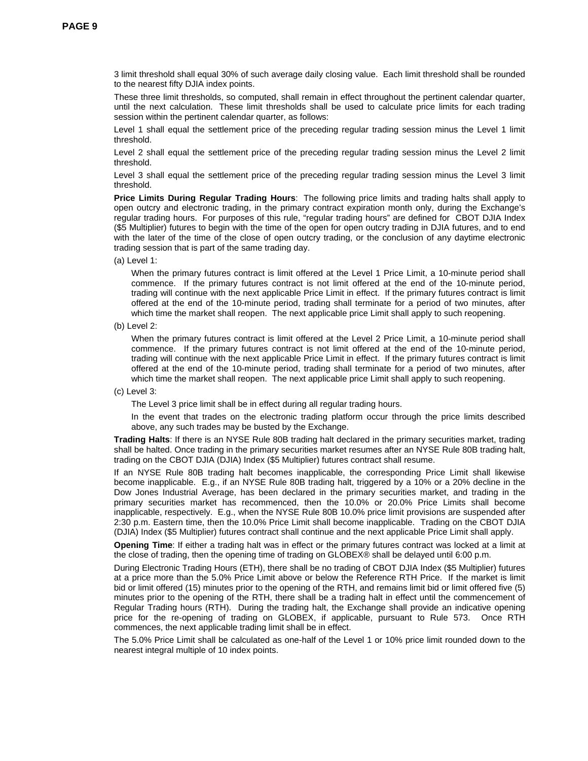3 limit threshold shall equal 30% of such average daily closing value. Each limit threshold shall be rounded to the nearest fifty DJIA index points.

These three limit thresholds, so computed, shall remain in effect throughout the pertinent calendar quarter, until the next calculation. These limit thresholds shall be used to calculate price limits for each trading session within the pertinent calendar quarter, as follows:

Level 1 shall equal the settlement price of the preceding regular trading session minus the Level 1 limit threshold.

Level 2 shall equal the settlement price of the preceding regular trading session minus the Level 2 limit threshold.

Level 3 shall equal the settlement price of the preceding regular trading session minus the Level 3 limit threshold.

**Price Limits During Regular Trading Hours**: The following price limits and trading halts shall apply to open outcry and electronic trading, in the primary contract expiration month only, during the Exchange's regular trading hours. For purposes of this rule, "regular trading hours" are defined for CBOT DJIA Index ($5 Multiplier) futures to begin with the time of the open for open outcry trading in DJIA futures, and to end with the later of the time of the close of open outcry trading, or the conclusion of any daytime electronic trading session that is part of the same trading day.

(a) Level 1:

When the primary futures contract is limit offered at the Level 1 Price Limit, a 10-minute period shall commence. If the primary futures contract is not limit offered at the end of the 10-minute period, trading will continue with the next applicable Price Limit in effect. If the primary futures contract is limit offered at the end of the 10-minute period, trading shall terminate for a period of two minutes, after which time the market shall reopen. The next applicable price Limit shall apply to such reopening.

(b) Level 2:

When the primary futures contract is limit offered at the Level 2 Price Limit, a 10-minute period shall commence. If the primary futures contract is not limit offered at the end of the 10-minute period, trading will continue with the next applicable Price Limit in effect. If the primary futures contract is limit offered at the end of the 10-minute period, trading shall terminate for a period of two minutes, after which time the market shall reopen. The next applicable price Limit shall apply to such reopening.

(c) Level 3:

The Level 3 price limit shall be in effect during all regular trading hours.

In the event that trades on the electronic trading platform occur through the price limits described above, any such trades may be busted by the Exchange.

**Trading Halts**: If there is an NYSE Rule 80B trading halt declared in the primary securities market, trading shall be halted. Once trading in the primary securities market resumes after an NYSE Rule 80B trading halt, trading on the CBOT DJIA (DJIA) Index ($5 Multiplier) futures contract shall resume.

If an NYSE Rule 80B trading halt becomes inapplicable, the corresponding Price Limit shall likewise become inapplicable. E.g., if an NYSE Rule 80B trading halt, triggered by a 10% or a 20% decline in the Dow Jones Industrial Average, has been declared in the primary securities market, and trading in the primary securities market has recommenced, then the 10.0% or 20.0% Price Limits shall become inapplicable, respectively. E.g., when the NYSE Rule 80B 10.0% price limit provisions are suspended after 2:30 p.m. Eastern time, then the 10.0% Price Limit shall become inapplicable. Trading on the CBOT DJIA (DJIA) Index ($5 Multiplier) futures contract shall continue and the next applicable Price Limit shall apply.

**Opening Time**: If either a trading halt was in effect or the primary futures contract was locked at a limit at the close of trading, then the opening time of trading on GLOBEX® shall be delayed until 6:00 p.m.

During Electronic Trading Hours (ETH), there shall be no trading of CBOT DJIA Index ($5 Multiplier) futures at a price more than the 5.0% Price Limit above or below the Reference RTH Price. If the market is limit bid or limit offered (15) minutes prior to the opening of the RTH, and remains limit bid or limit offered five (5) minutes prior to the opening of the RTH, there shall be a trading halt in effect until the commencement of Regular Trading hours (RTH). During the trading halt, the Exchange shall provide an indicative opening price for the re-opening of trading on GLOBEX, if applicable, pursuant to Rule 573. Once RTH commences, the next applicable trading limit shall be in effect.

The 5.0% Price Limit shall be calculated as one-half of the Level 1 or 10% price limit rounded down to the nearest integral multiple of 10 index points.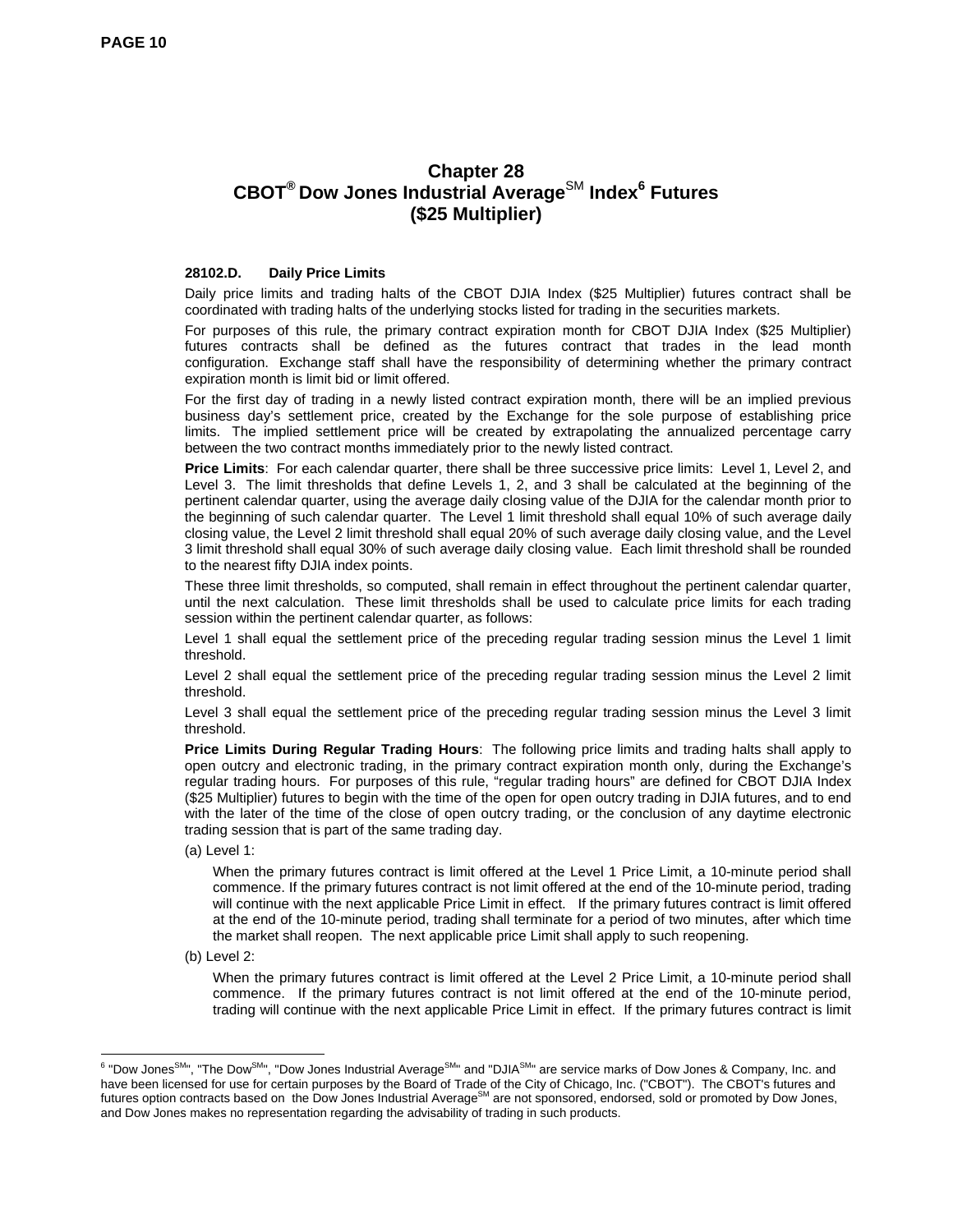# Chapter 28
# CBOT® Dow Jones Industrial Average℠ Index[6] Futures
# ($25 Multiplier)

### 28102.D. Daily Price Limits

Daily price limits and trading halts of the CBOT DJIA Index ($25 Multiplier) futures contract shall be coordinated with trading halts of the underlying stocks listed for trading in the securities markets.

For purposes of this rule, the primary contract expiration month for CBOT DJIA Index ($25 Multiplier) futures contracts shall be defined as the futures contract that trades in the lead month configuration. Exchange staff shall have the responsibility of determining whether the primary contract expiration month is limit bid or limit offered.

For the first day of trading in a newly listed contract expiration month, there will be an implied previous business day's settlement price, created by the Exchange for the sole purpose of establishing price limits. The implied settlement price will be created by extrapolating the annualized percentage carry between the two contract months immediately prior to the newly listed contract.

**Price Limits**: For each calendar quarter, there shall be three successive price limits: Level 1, Level 2, and Level 3. The limit thresholds that define Levels 1, 2, and 3 shall be calculated at the beginning of the pertinent calendar quarter, using the average daily closing value of the DJIA for the calendar month prior to the beginning of such calendar quarter. The Level 1 limit threshold shall equal 10% of such average daily closing value, the Level 2 limit threshold shall equal 20% of such average daily closing value, and the Level 3 limit threshold shall equal 30% of such average daily closing value. Each limit threshold shall be rounded to the nearest fifty DJIA index points.

These three limit thresholds, so computed, shall remain in effect throughout the pertinent calendar quarter, until the next calculation. These limit thresholds shall be used to calculate price limits for each trading session within the pertinent calendar quarter, as follows:

Level 1 shall equal the settlement price of the preceding regular trading session minus the Level 1 limit threshold.

Level 2 shall equal the settlement price of the preceding regular trading session minus the Level 2 limit threshold.

Level 3 shall equal the settlement price of the preceding regular trading session minus the Level 3 limit threshold.

**Price Limits During Regular Trading Hours**: The following price limits and trading halts shall apply to open outcry and electronic trading, in the primary contract expiration month only, during the Exchange's regular trading hours. For purposes of this rule, "regular trading hours" are defined for CBOT DJIA Index ($25 Multiplier) futures to begin with the time of the open for open outcry trading in DJIA futures, and to end with the later of the time of the close of open outcry trading, or the conclusion of any daytime electronic trading session that is part of the same trading day.

(a) Level 1:

When the primary futures contract is limit offered at the Level 1 Price Limit, a 10-minute period shall commence. If the primary futures contract is not limit offered at the end of the 10-minute period, trading will continue with the next applicable Price Limit in effect. If the primary futures contract is limit offered at the end of the 10-minute period, trading shall terminate for a period of two minutes, after which time the market shall reopen. The next applicable price Limit shall apply to such reopening.

(b) Level 2:

When the primary futures contract is limit offered at the Level 2 Price Limit, a 10-minute period shall commence. If the primary futures contract is not limit offered at the end of the 10-minute period, trading will continue with the next applicable Price Limit in effect. If the primary futures contract is limit

---

[6] "Dow Jones℠", "The Dow℠", "Dow Jones Industrial Average℠" and "DJIA℠" are service marks of Dow Jones & Company, Inc. and have been licensed for use for certain purposes by the Board of Trade of the City of Chicago, Inc. ("CBOT"). The CBOT's futures and futures option contracts based on the Dow Jones Industrial Average℠ are not sponsored, endorsed, sold or promoted by Dow Jones, and Dow Jones makes no representation regarding the advisability of trading in such products.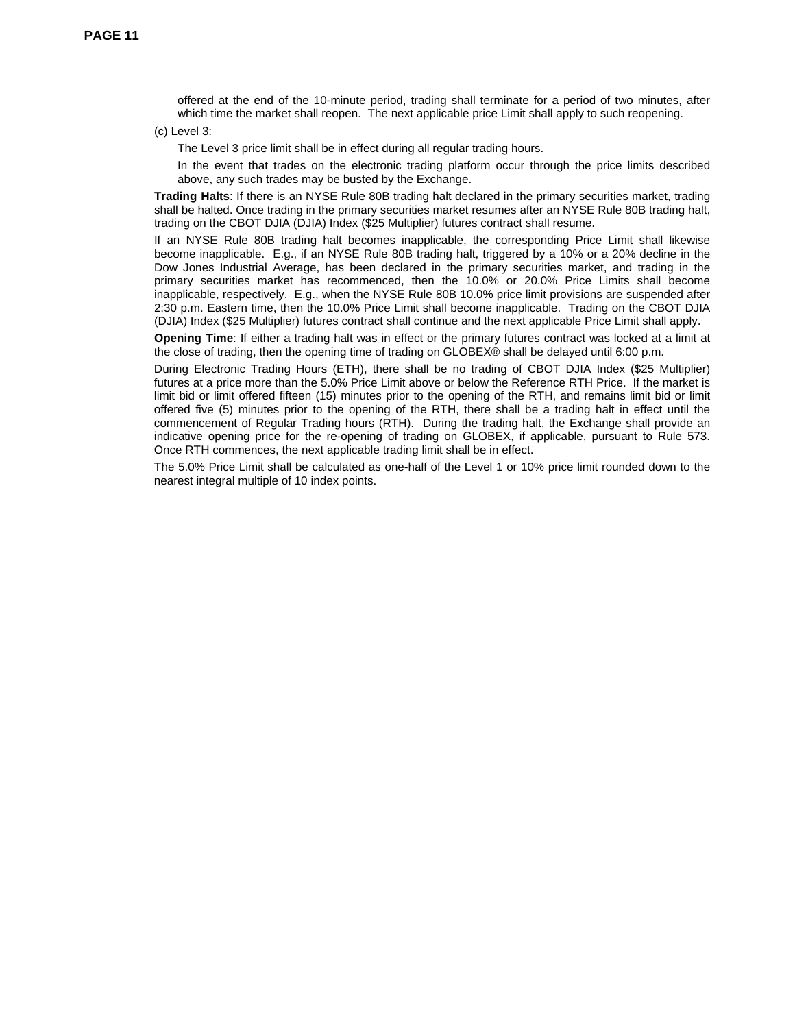offered at the end of the 10-minute period, trading shall terminate for a period of two minutes, after which time the market shall reopen. The next applicable price Limit shall apply to such reopening.

(c) Level 3:

The Level 3 price limit shall be in effect during all regular trading hours.

In the event that trades on the electronic trading platform occur through the price limits described above, any such trades may be busted by the Exchange.

**Trading Halts**: If there is an NYSE Rule 80B trading halt declared in the primary securities market, trading shall be halted. Once trading in the primary securities market resumes after an NYSE Rule 80B trading halt, trading on the CBOT DJIA (DJIA) Index ($25 Multiplier) futures contract shall resume.

If an NYSE Rule 80B trading halt becomes inapplicable, the corresponding Price Limit shall likewise become inapplicable. E.g., if an NYSE Rule 80B trading halt, triggered by a 10% or a 20% decline in the Dow Jones Industrial Average, has been declared in the primary securities market, and trading in the primary securities market has recommenced, then the 10.0% or 20.0% Price Limits shall become inapplicable, respectively. E.g., when the NYSE Rule 80B 10.0% price limit provisions are suspended after 2:30 p.m. Eastern time, then the 10.0% Price Limit shall become inapplicable. Trading on the CBOT DJIA (DJIA) Index ($25 Multiplier) futures contract shall continue and the next applicable Price Limit shall apply.

**Opening Time**: If either a trading halt was in effect or the primary futures contract was locked at a limit at the close of trading, then the opening time of trading on GLOBEX® shall be delayed until 6:00 p.m.

During Electronic Trading Hours (ETH), there shall be no trading of CBOT DJIA Index ($25 Multiplier) futures at a price more than the 5.0% Price Limit above or below the Reference RTH Price. If the market is limit bid or limit offered fifteen (15) minutes prior to the opening of the RTH, and remains limit bid or limit offered five (5) minutes prior to the opening of the RTH, there shall be a trading halt in effect until the commencement of Regular Trading hours (RTH). During the trading halt, the Exchange shall provide an indicative opening price for the re-opening of trading on GLOBEX, if applicable, pursuant to Rule 573. Once RTH commences, the next applicable trading limit shall be in effect.

The 5.0% Price Limit shall be calculated as one-half of the Level 1 or 10% price limit rounded down to the nearest integral multiple of 10 index points.